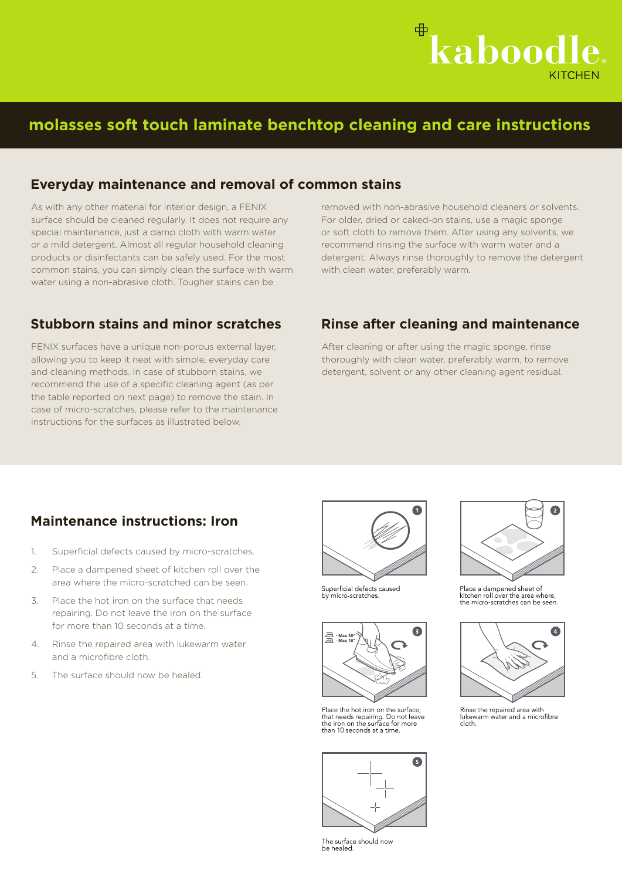kaboodle KITCHEN

# molasses soft touch laminate benchtop cleaning and care instructions

## Everyday maintenance and removal of common stains

As with any other material for interior design, a FENIX surface should be cleaned regularly. It does not require any special maintenance, just a damp cloth with warm water or a mild detergent. Almost all regular household cleaning products or disinfectants can be safely used. For the most common stains, you can simply clean the surface with warm water using a non-abrasive cloth. Tougher stains can be removed with non-abrasive household cleaners or solvents. For older, dried or caked-on stains, use a magic sponge or soft cloth to remove them. After using any solvents, we recommend rinsing the surface with warm water and a detergent. Always rinse thoroughly to remove the detergent with clean water, preferably warm.

## Stubborn stains and minor scratches

FENIX surfaces have a unique non-porous external layer, allowing you to keep it neat with simple, everyday care and cleaning methods. In case of stubborn stains, we recommend the use of a specific cleaning agent (as per the table reported on next page) to remove the stain. In case of micro-scratches, please refer to the maintenance instructions for the surfaces as illustrated below.

## Rinse after cleaning and maintenance

After cleaning or after using the magic sponge, rinse thoroughly with clean water, preferably warm, to remove detergent, solvent or any other cleaning agent residual.

## Maintenance instructions: Iron

1. Superficial defects caused by micro-scratches.
2. Place a dampened sheet of kitchen roll over the area where the micro-scratched can be seen.
3. Place the hot iron on the surface that needs repairing. Do not leave the iron on the surface for more than 10 seconds at a time.
4. Rinse the repaired area with lukewarm water and a microfibre cloth.
5. The surface should now be healed.

1 — Superficial defects caused by micro-scratches.

2 — Place a dampened sheet of kitchen roll over the area where, the micro-scratches can be seen.

3 — Max 30" / Max 10" — Place the hot iron on the surface, that needs repairing. Do not leave the iron on the surface for more than 10 seconds at a time.

4 — Rinse the repaired area with lukewarm water and a microfibre cloth.

5 — The surface should now be healed.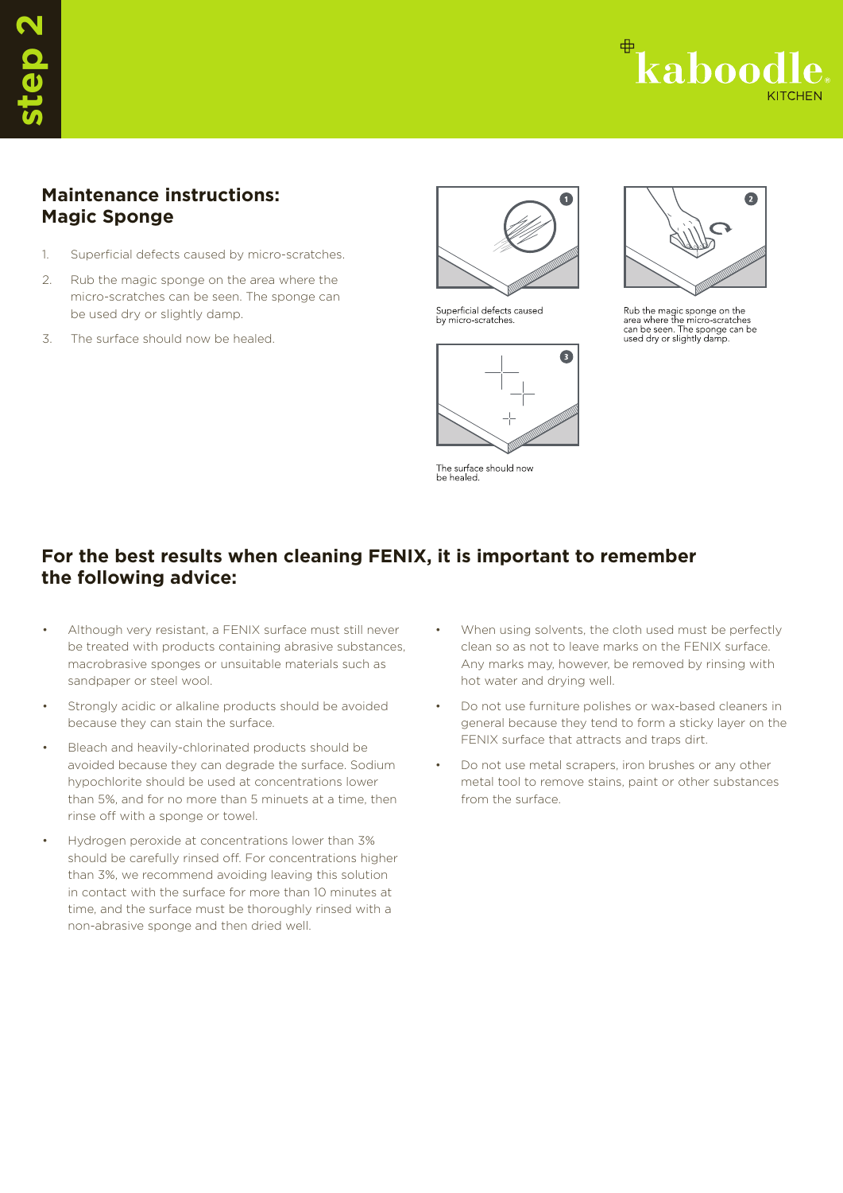## Maintenance instructions: Magic Sponge

1. Superficial defects caused by micro-scratches.
2. Rub the magic sponge on the area where the micro-scratches can be seen. The sponge can be used dry or slightly damp.
3. The surface should now be healed.

Superficial defects caused by micro-scratches.

Rub the magic sponge on the area where the micro-scratches can be seen. The sponge can be used dry or slightly damp.

The surface should now be healed.

## For the best results when cleaning FENIX, it is important to remember the following advice:

- Although very resistant, a FENIX surface must still never be treated with products containing abrasive substances, macrobrasive sponges or unsuitable materials such as sandpaper or steel wool.
- Strongly acidic or alkaline products should be avoided because they can stain the surface.
- Bleach and heavily-chlorinated products should be avoided because they can degrade the surface. Sodium hypochlorite should be used at concentrations lower than 5%, and for no more than 5 minuets at a time, then rinse off with a sponge or towel.
- Hydrogen peroxide at concentrations lower than 3% should be carefully rinsed off. For concentrations higher than 3%, we recommend avoiding leaving this solution in contact with the surface for more than 10 minutes at time, and the surface must be thoroughly rinsed with a non-abrasive sponge and then dried well.
- When using solvents, the cloth used must be perfectly clean so as not to leave marks on the FENIX surface. Any marks may, however, be removed by rinsing with hot water and drying well.
- Do not use furniture polishes or wax-based cleaners in general because they tend to form a sticky layer on the FENIX surface that attracts and traps dirt.
- Do not use metal scrapers, iron brushes or any other metal tool to remove stains, paint or other substances from the surface.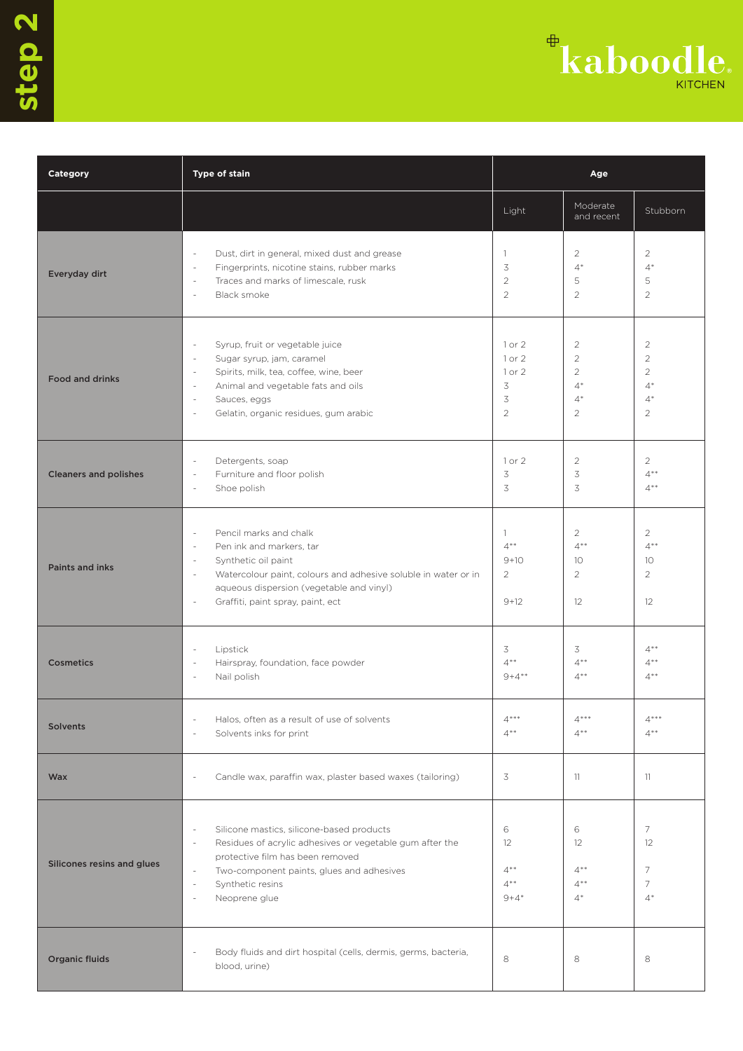step 2

kaboodle KITCHEN

| Category | Type of stain | Age | | |
|---|---|---|---|---|
| | | Light | Moderate and recent | Stubborn |
| Everyday dirt | - Dust, dirt in general, mixed dust and grease<br>- Fingerprints, nicotine stains, rubber marks<br>- Traces and marks of limescale, rusk<br>- Black smoke | 1<br>3<br>2<br>2 | 2<br>4*<br>5<br>2 | 2<br>4*<br>5<br>2 |
| Food and drinks | - Syrup, fruit or vegetable juice<br>- Sugar syrup, jam, caramel<br>- Spirits, milk, tea, coffee, wine, beer<br>- Animal and vegetable fats and oils<br>- Sauces, eggs<br>- Gelatin, organic residues, gum arabic | 1 or 2<br>1 or 2<br>1 or 2<br>3<br>3<br>2 | 2<br>2<br>2<br>4*<br>4*<br>2 | 2<br>2<br>2<br>4*<br>4*<br>2 |
| Cleaners and polishes | - Detergents, soap<br>- Furniture and floor polish<br>- Shoe polish | 1 or 2<br>3<br>3 | 2<br>3<br>3 | 2<br>4**<br>4** |
| Paints and inks | - Pencil marks and chalk<br>- Pen ink and markers, tar<br>- Synthetic oil paint<br>- Watercolour paint, colours and adhesive soluble in water or in aqueous dispersion (vegetable and vinyl)<br>- Graffiti, paint spray, paint, ect | 1<br>4**<br>9+10<br>2<br>9+12 | 2<br>4**<br>10<br>2<br>12 | 2<br>4**<br>10<br>2<br>12 |
| Cosmetics | - Lipstick<br>- Hairspray, foundation, face powder<br>- Nail polish | 3<br>4**<br>9+4** | 3<br>4**<br>4** | 4**<br>4**<br>4** |
| Solvents | - Halos, often as a result of use of solvents<br>- Solvents inks for print | 4***<br>4** | 4***<br>4** | 4***<br>4** |
| Wax | - Candle wax, paraffin wax, plaster based waxes (tailoring) | 3 | 11 | 11 |
| Silicones resins and glues | - Silicone mastics, silicone-based products<br>- Residues of acrylic adhesives or vegetable gum after the protective film has been removed<br>- Two-component paints, glues and adhesives<br>- Synthetic resins<br>- Neoprene glue | 6<br>12<br>4**<br>4**<br>9+4* | 6<br>12<br>4**<br>4**<br>4* | 7<br>12<br>7<br>7<br>4* |
| Organic fluids | - Body fluids and dirt hospital (cells, dermis, germs, bacteria, blood, urine) | 8 | 8 | 8 |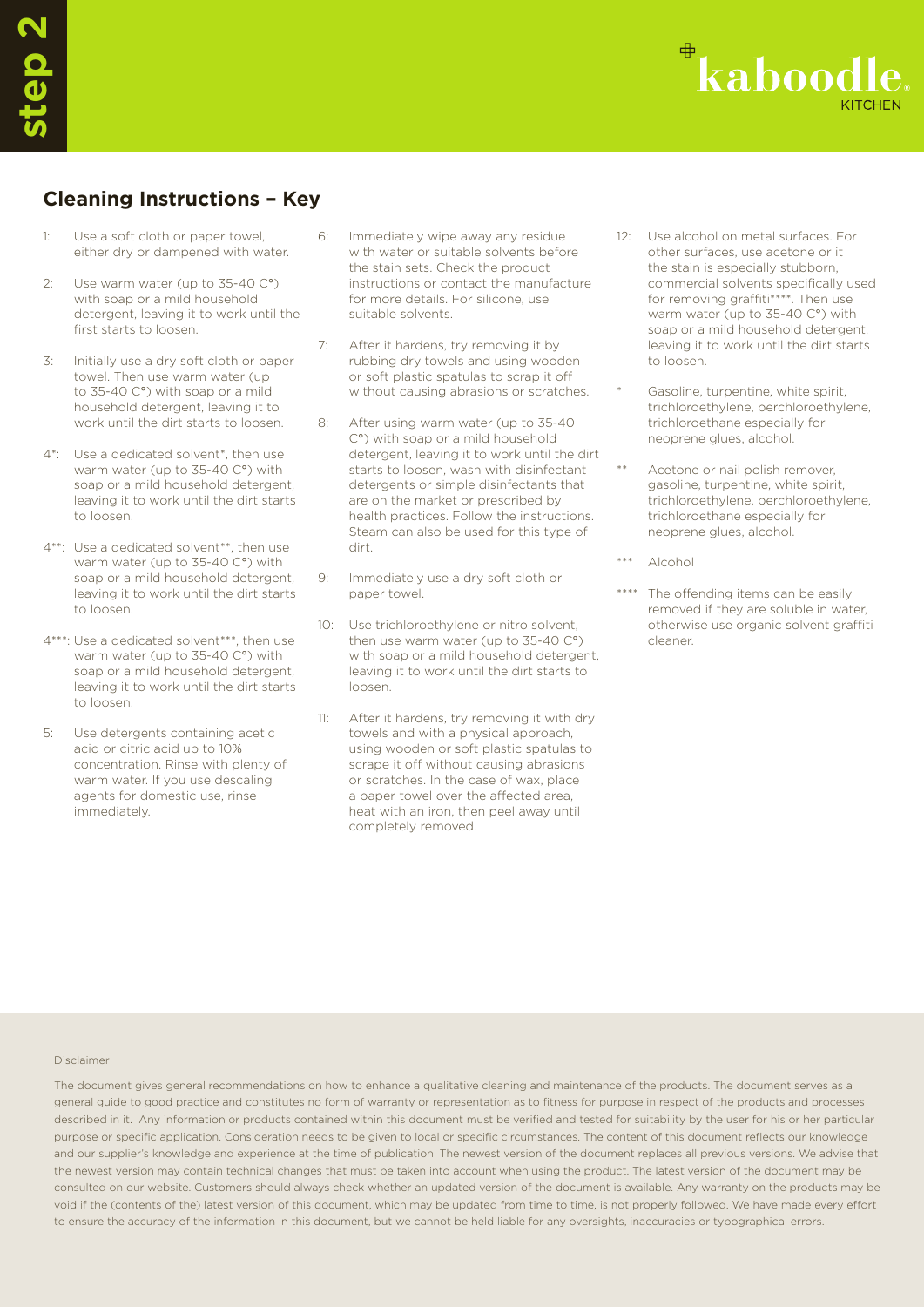step 2

kaboodle. KITCHEN

## Cleaning Instructions – Key

1: Use a soft cloth or paper towel, either dry or dampened with water.

2: Use warm water (up to 35-40 C°) with soap or a mild household detergent, leaving it to work until the first starts to loosen.

3: Initially use a dry soft cloth or paper towel. Then use warm water (up to 35-40 C°) with soap or a mild household detergent, leaving it to work until the dirt starts to loosen.

4*: Use a dedicated solvent*, then use warm water (up to 35-40 C°) with soap or a mild household detergent, leaving it to work until the dirt starts to loosen.

4**: Use a dedicated solvent**, then use warm water (up to 35-40 C°) with soap or a mild household detergent, leaving it to work until the dirt starts to loosen.

4***: Use a dedicated solvent***, then use warm water (up to 35-40 C°) with soap or a mild household detergent, leaving it to work until the dirt starts to loosen.

5: Use detergents containing acetic acid or citric acid up to 10% concentration. Rinse with plenty of warm water. If you use descaling agents for domestic use, rinse immediately.

6: Immediately wipe away any residue with water or suitable solvents before the stain sets. Check the product instructions or contact the manufacture for more details. For silicone, use suitable solvents.

7: After it hardens, try removing it by rubbing dry towels and using wooden or soft plastic spatulas to scrap it off without causing abrasions or scratches.

8: After using warm water (up to 35-40 C°) with soap or a mild household detergent, leaving it to work until the dirt starts to loosen, wash with disinfectant detergents or simple disinfectants that are on the market or prescribed by health practices. Follow the instructions. Steam can also be used for this type of dirt.

9: Immediately use a dry soft cloth or paper towel.

10: Use trichloroethylene or nitro solvent, then use warm water (up to 35-40 C°) with soap or a mild household detergent, leaving it to work until the dirt starts to loosen.

11: After it hardens, try removing it with dry towels and with a physical approach, using wooden or soft plastic spatulas to scrape it off without causing abrasions or scratches. In the case of wax, place a paper towel over the affected area, heat with an iron, then peel away until completely removed.

12: Use alcohol on metal surfaces. For other surfaces, use acetone or it the stain is especially stubborn, commercial solvents specifically used for removing graffiti****. Then use warm water (up to 35-40 C°) with soap or a mild household detergent, leaving it to work until the dirt starts to loosen.

\* Gasoline, turpentine, white spirit, trichloroethylene, perchloroethylene, trichloroethane especially for neoprene glues, alcohol.

\** Acetone or nail polish remover, gasoline, turpentine, white spirit, trichloroethylene, perchloroethylene, trichloroethane especially for neoprene glues, alcohol.

\*** Alcohol

\**** The offending items can be easily removed if they are soluble in water, otherwise use organic solvent graffiti cleaner.

Disclaimer

The document gives general recommendations on how to enhance a qualitative cleaning and maintenance of the products. The document serves as a general guide to good practice and constitutes no form of warranty or representation as to fitness for purpose in respect of the products and processes described in it. Any information or products contained within this document must be verified and tested for suitability by the user for his or her particular purpose or specific application. Consideration needs to be given to local or specific circumstances. The content of this document reflects our knowledge and our supplier's knowledge and experience at the time of publication. The newest version of the document replaces all previous versions. We advise that the newest version may contain technical changes that must be taken into account when using the product. The latest version of the document may be consulted on our website. Customers should always check whether an updated version of the document is available. Any warranty on the products may be void if the (contents of the) latest version of this document, which may be updated from time to time, is not properly followed. We have made every effort to ensure the accuracy of the information in this document, but we cannot be held liable for any oversights, inaccuracies or typographical errors.